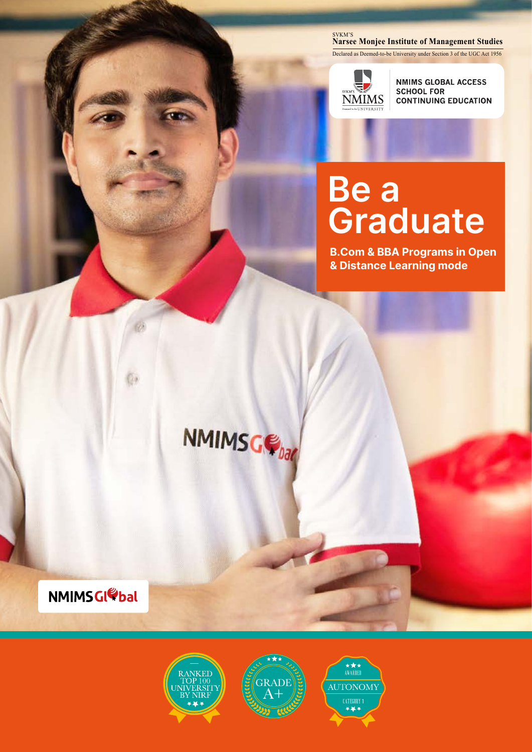SVKM'S
**Narsee Monjee Institute of Management Studies**
Declared as Deemed-to-be University under Section 3 of the UGC Act 1956

SVKM'S NMIMS Deemed to be UNIVERSITY

**NMIMS GLOBAL ACCESS SCHOOL FOR CONTINUING EDUCATION**

# Be a Graduate

**B.Com & BBA Programs in Open & Distance Learning mode**

NMIMS Global

RANKED TOP 100 UNIVERSITY BY NIRF

GRADE A+

AWARDED AUTONOMY CATEGORY 1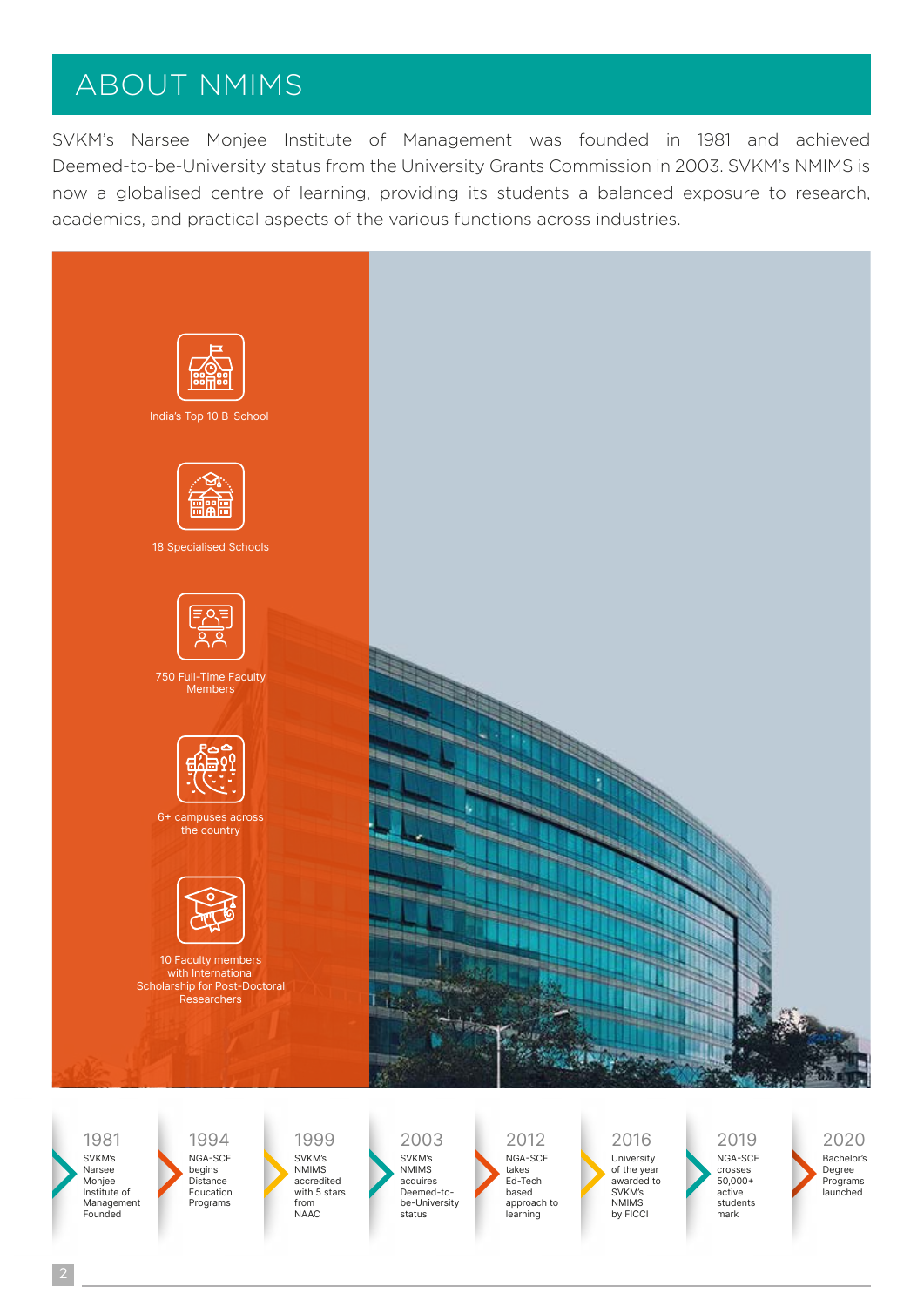# ABOUT NMIMS

SVKM's Narsee Monjee Institute of Management was founded in 1981 and achieved Deemed-to-be-University status from the University Grants Commission in 2003. SVKM's NMIMS is now a globalised centre of learning, providing its students a balanced exposure to research, academics, and practical aspects of the various functions across industries.

- India's Top 10 B-School
- 18 Specialised Schools
- 750 Full-Time Faculty Members
- 6+ campuses across the country
- 10 Faculty members with International Scholarship for Post-Doctoral Researchers

**1981** SVKM's Narsee Monjee Institute of Management Founded

**1994** NGA-SCE begins Distance Education Programs

**1999** SVKM's NMIMS accredited with 5 stars from NAAC

**2003** SVKM's NMIMS acquires Deemed-to-be-University status

**2012** NGA-SCE takes Ed-Tech based approach to learning

**2016** University of the year awarded to SVKM's NMIMS by FICCI

**2019** NGA-SCE crosses 50,000+ active students mark

**2020** Bachelor's Degree Programs launched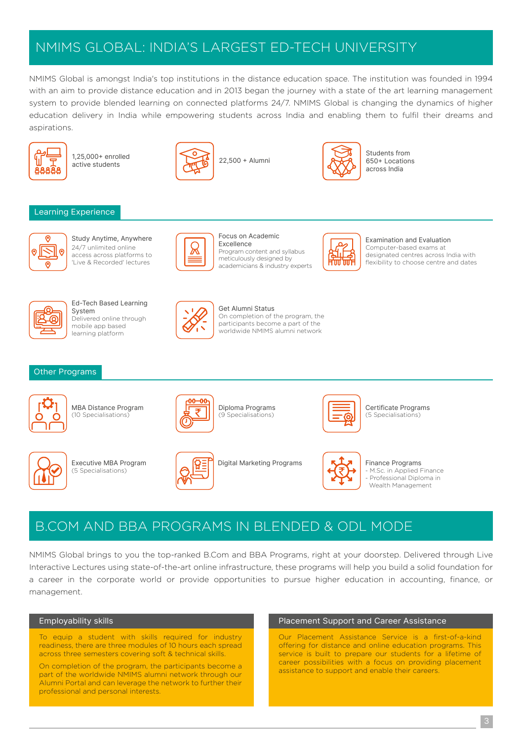# NMIMS GLOBAL: INDIA'S LARGEST ED-TECH UNIVERSITY

NMIMS Global is amongst India's top institutions in the distance education space. The institution was founded in 1994 with an aim to provide distance education and in 2013 began the journey with a state of the art learning management system to provide blended learning on connected platforms 24/7. NMIMS Global is changing the dynamics of higher education delivery in India while empowering students across India and enabling them to fulfil their dreams and aspirations.

- 1,25,000+ enrolled active students
- 22,500 + Alumni
- Students from 650+ Locations across India

## Learning Experience

**Study Anytime, Anywhere**
24/7 unlimited online access across platforms to 'Live & Recorded' lectures

**Focus on Academic Excellence**
Program content and syllabus meticulously designed by academicians & industry experts

**Examination and Evaluation**
Computer-based exams at designated centres across India with flexibility to choose centre and dates

**Ed-Tech Based Learning System**
Delivered online through mobile app based learning platform

**Get Alumni Status**
On completion of the program, the participants become a part of the worldwide NMIMS alumni network

## Other Programs

**MBA Distance Program**
(10 Specialisations)

**Diploma Programs**
(9 Specialisations)

**Certificate Programs**
(5 Specialisations)

**Executive MBA Program**
(5 Specialisations)

**Digital Marketing Programs**

**Finance Programs**
- M.Sc. in Applied Finance
- Professional Diploma in Wealth Management

# B.COM AND BBA PROGRAMS IN BLENDED & ODL MODE

NMIMS Global brings to you the top-ranked B.Com and BBA Programs, right at your doorstep. Delivered through Live Interactive Lectures using state-of-the-art online infrastructure, these programs will help you build a solid foundation for a career in the corporate world or provide opportunities to pursue higher education in accounting, finance, or management.

### Employability skills

To equip a student with skills required for industry readiness, there are three modules of 10 hours each spread across three semesters covering soft & technical skills.

On completion of the program, the participants become a part of the worldwide NMIMS alumni network through our Alumni Portal and can leverage the network to further their professional and personal interests.

### Placement Support and Career Assistance

Our Placement Assistance Service is a first-of-a-kind offering for distance and online education programs. This service is built to prepare our students for a lifetime of career possibilities with a focus on providing placement assistance to support and enable their careers.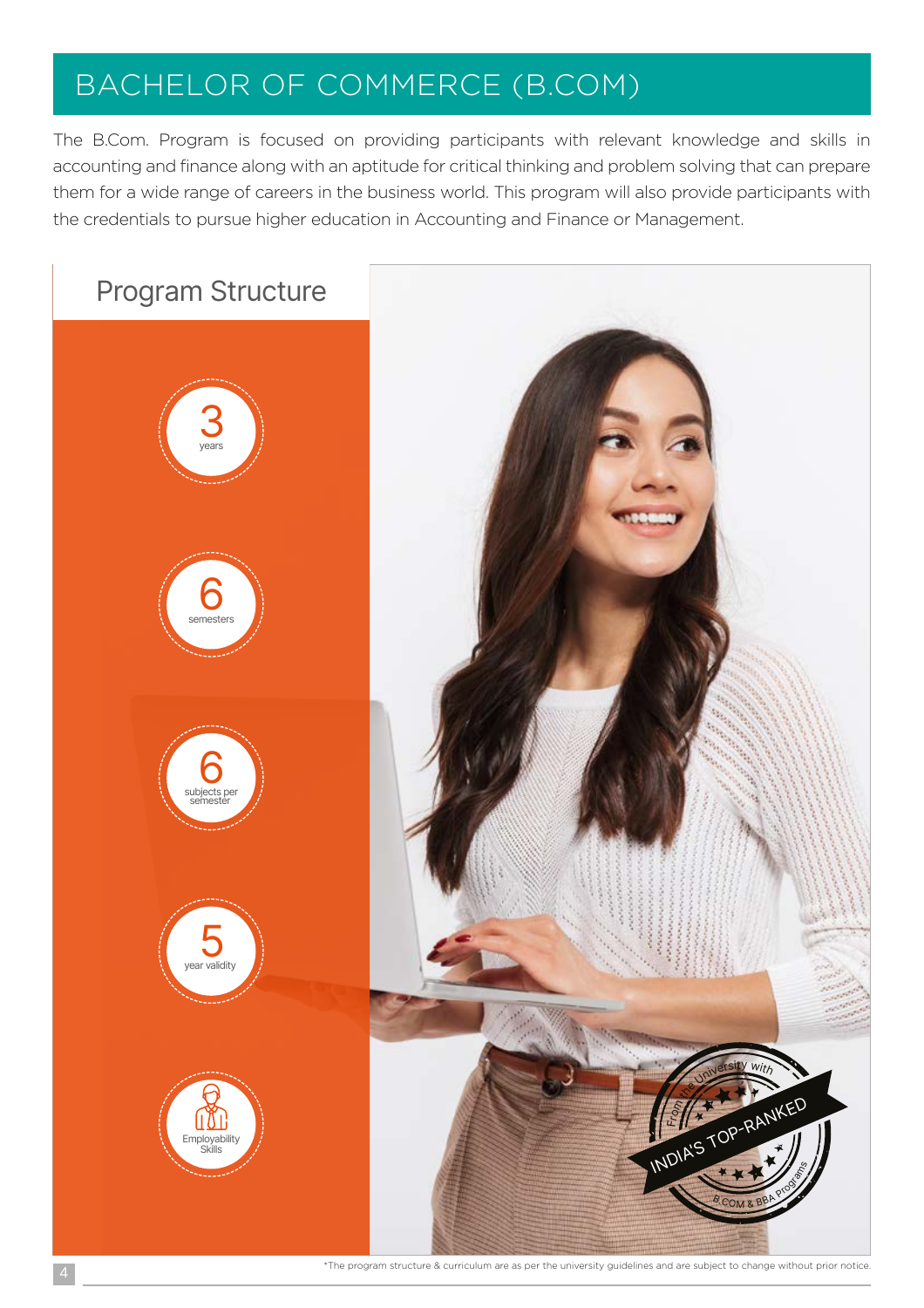# BACHELOR OF COMMERCE (B.COM)

The B.Com. Program is focused on providing participants with relevant knowledge and skills in accounting and finance along with an aptitude for critical thinking and problem solving that can prepare them for a wide range of careers in the business world. This program will also provide participants with the credentials to pursue higher education in Accounting and Finance or Management.

## Program Structure

- 3 years
- 6 semesters
- 6 subjects per semester
- 5 year validity
- Employability Skills

From the University with INDIA'S TOP-RANKED B.COM & BBA Programs

*The program structure & curriculum are as per the university guidelines and are subject to change without prior notice.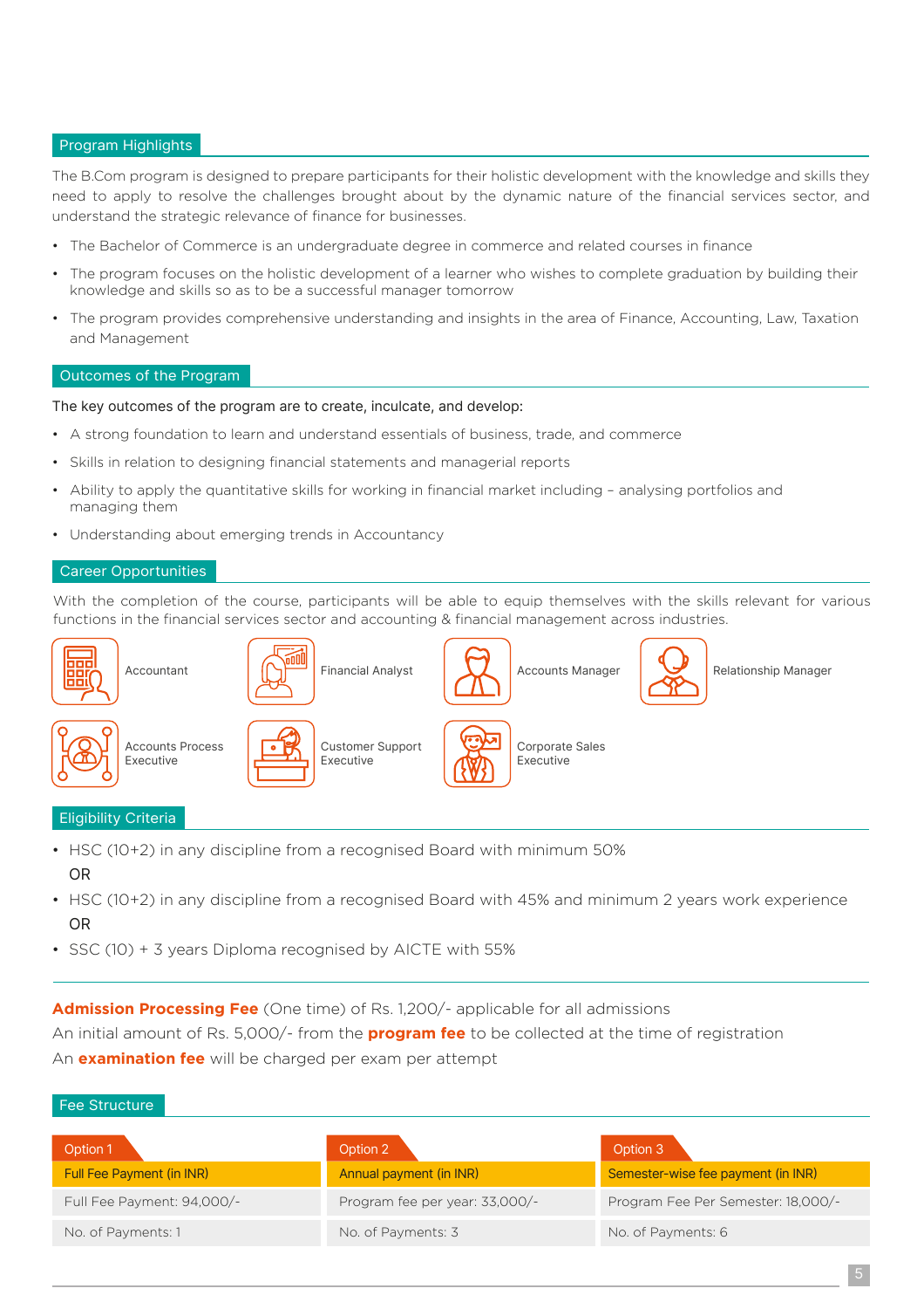## Program Highlights

The B.Com program is designed to prepare participants for their holistic development with the knowledge and skills they need to apply to resolve the challenges brought about by the dynamic nature of the financial services sector, and understand the strategic relevance of finance for businesses.

- The Bachelor of Commerce is an undergraduate degree in commerce and related courses in finance
- The program focuses on the holistic development of a learner who wishes to complete graduation by building their knowledge and skills so as to be a successful manager tomorrow
- The program provides comprehensive understanding and insights in the area of Finance, Accounting, Law, Taxation and Management

## Outcomes of the Program

The key outcomes of the program are to create, inculcate, and develop:

- A strong foundation to learn and understand essentials of business, trade, and commerce
- Skills in relation to designing financial statements and managerial reports
- Ability to apply the quantitative skills for working in financial market including – analysing portfolios and managing them
- Understanding about emerging trends in Accountancy

## Career Opportunities

With the completion of the course, participants will be able to equip themselves with the skills relevant for various functions in the financial services sector and accounting & financial management across industries.

- Accountant
- Financial Analyst
- Accounts Manager
- Relationship Manager
- Accounts Process Executive
- Customer Support Executive
- Corporate Sales Executive

## Eligibility Criteria

- HSC (10+2) in any discipline from a recognised Board with minimum 50%
  OR
- HSC (10+2) in any discipline from a recognised Board with 45% and minimum 2 years work experience
  OR
- SSC (10) + 3 years Diploma recognised by AICTE with 55%

---

**Admission Processing Fee** (One time) of Rs. 1,200/- applicable for all admissions
An initial amount of Rs. 5,000/- from the **program fee** to be collected at the time of registration
An **examination fee** will be charged per exam per attempt

## Fee Structure

| Option 1 | Option 2 | Option 3 |
|---|---|---|
| Full Fee Payment (in INR) | Annual payment (in INR) | Semester-wise fee payment (in INR) |
| Full Fee Payment: 94,000/- | Program fee per year: 33,000/- | Program Fee Per Semester: 18,000/- |
| No. of Payments: 1 | No. of Payments: 3 | No. of Payments: 6 |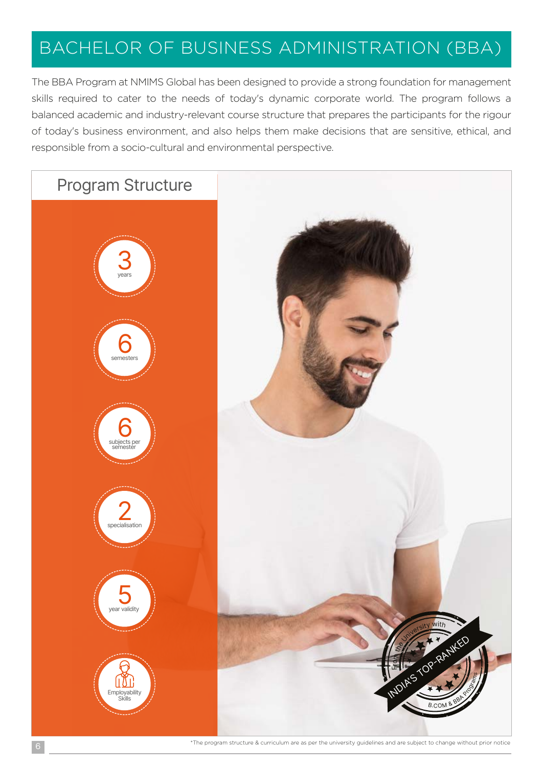# BACHELOR OF BUSINESS ADMINISTRATION (BBA)

The BBA Program at NMIMS Global has been designed to provide a strong foundation for management skills required to cater to the needs of today's dynamic corporate world. The program follows a balanced academic and industry-relevant course structure that prepares the participants for the rigour of today's business environment, and also helps them make decisions that are sensitive, ethical, and responsible from a socio-cultural and environmental perspective.

## Program Structure

- **3** years
- **6** semesters
- **6** subjects per semester
- **2** specialisation
- **5** year validity
- Employability Skills

From the University with INDIA'S TOP-RANKED B.COM & BBA Programs

*The program structure & curriculum are as per the university guidelines and are subject to change without prior notice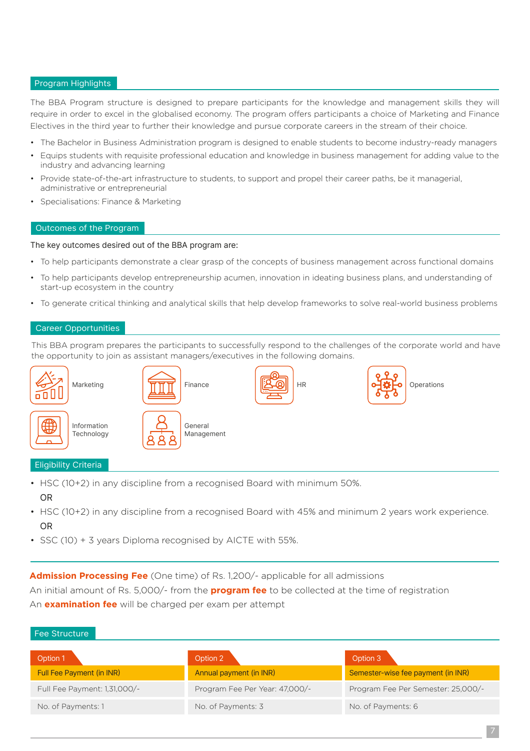## Program Highlights

The BBA Program structure is designed to prepare participants for the knowledge and management skills they will require in order to excel in the globalised economy. The program offers participants a choice of Marketing and Finance Electives in the third year to further their knowledge and pursue corporate careers in the stream of their choice.

- The Bachelor in Business Administration program is designed to enable students to become industry-ready managers
- Equips students with requisite professional education and knowledge in business management for adding value to the industry and advancing learning
- Provide state-of-the-art infrastructure to students, to support and propel their career paths, be it managerial, administrative or entrepreneurial
- Specialisations: Finance & Marketing

## Outcomes of the Program

The key outcomes desired out of the BBA program are:

- To help participants demonstrate a clear grasp of the concepts of business management across functional domains
- To help participants develop entrepreneurship acumen, innovation in ideating business plans, and understanding of start-up ecosystem in the country
- To generate critical thinking and analytical skills that help develop frameworks to solve real-world business problems

## Career Opportunities

This BBA program prepares the participants to successfully respond to the challenges of the corporate world and have the opportunity to join as assistant managers/executives in the following domains.

- Marketing
- Finance
- HR
- Operations
- Information Technology
- General Management

## Eligibility Criteria

- HSC (10+2) in any discipline from a recognised Board with minimum 50%.

  OR
- HSC (10+2) in any discipline from a recognised Board with 45% and minimum 2 years work experience.

  OR
- SSC (10) + 3 years Diploma recognised by AICTE with 55%.

**Admission Processing Fee** (One time) of Rs. 1,200/- applicable for all admissions

An initial amount of Rs. 5,000/- from the **program fee** to be collected at the time of registration

An **examination fee** will be charged per exam per attempt

## Fee Structure

| Option 1 | Option 2 | Option 3 |
|---|---|---|
| Full Fee Payment (in INR) | Annual payment (in INR) | Semester-wise fee payment (in INR) |
| Full Fee Payment: 1,31,000/- | Program Fee Per Year: 47,000/- | Program Fee Per Semester: 25,000/- |
| No. of Payments: 1 | No. of Payments: 3 | No. of Payments: 6 |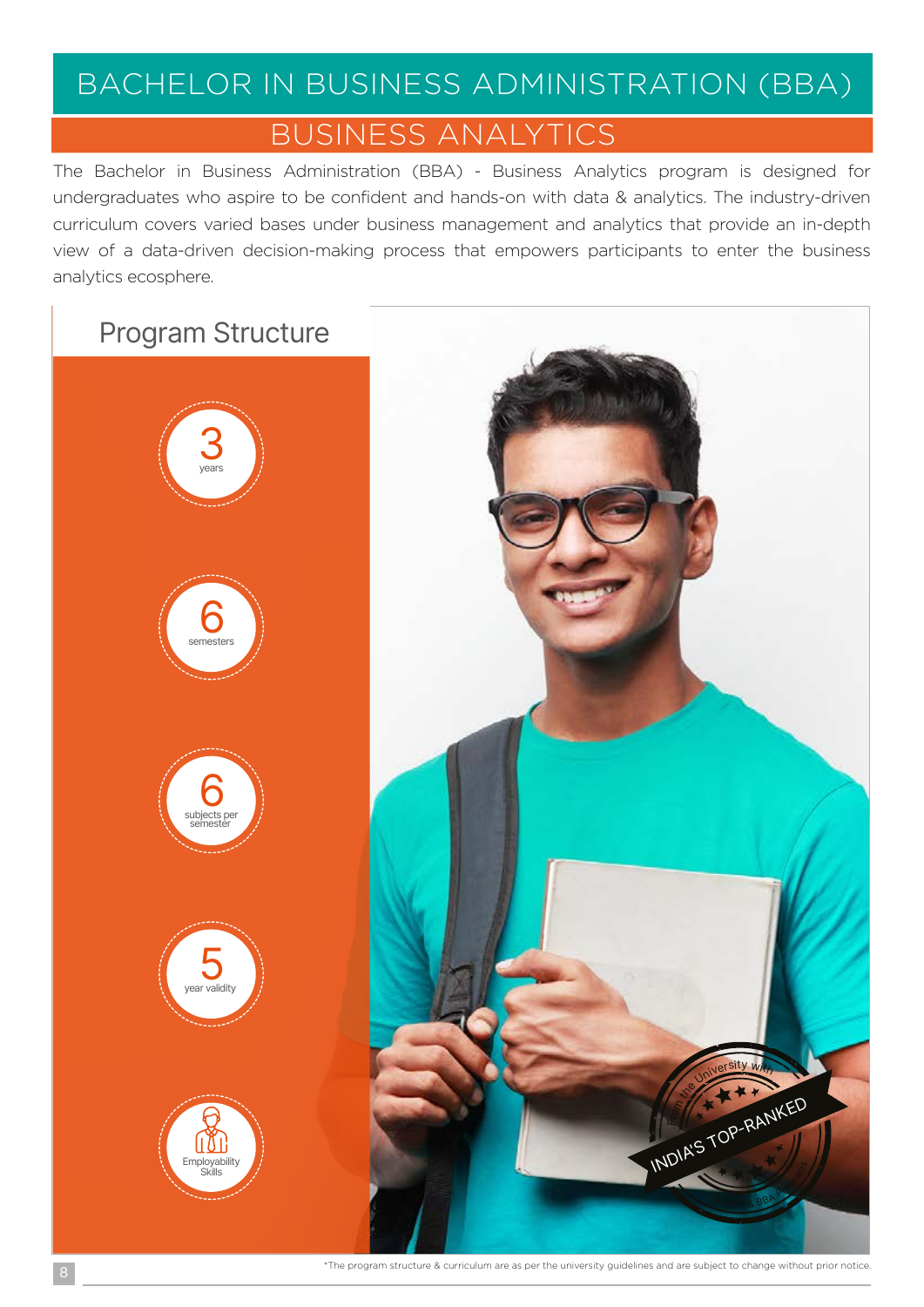# BACHELOR IN BUSINESS ADMINISTRATION (BBA)

## BUSINESS ANALYTICS

The Bachelor in Business Administration (BBA) - Business Analytics program is designed for undergraduates who aspire to be confident and hands-on with data & analytics. The industry-driven curriculum covers varied bases under business management and analytics that provide an in-depth view of a data-driven decision-making process that empowers participants to enter the business analytics ecosphere.

### Program Structure

- **3** years
- **6** semesters
- **6** subjects per semester
- **5** year validity
- Employability Skills

*The program structure & curriculum are as per the university guidelines and are subject to change without prior notice.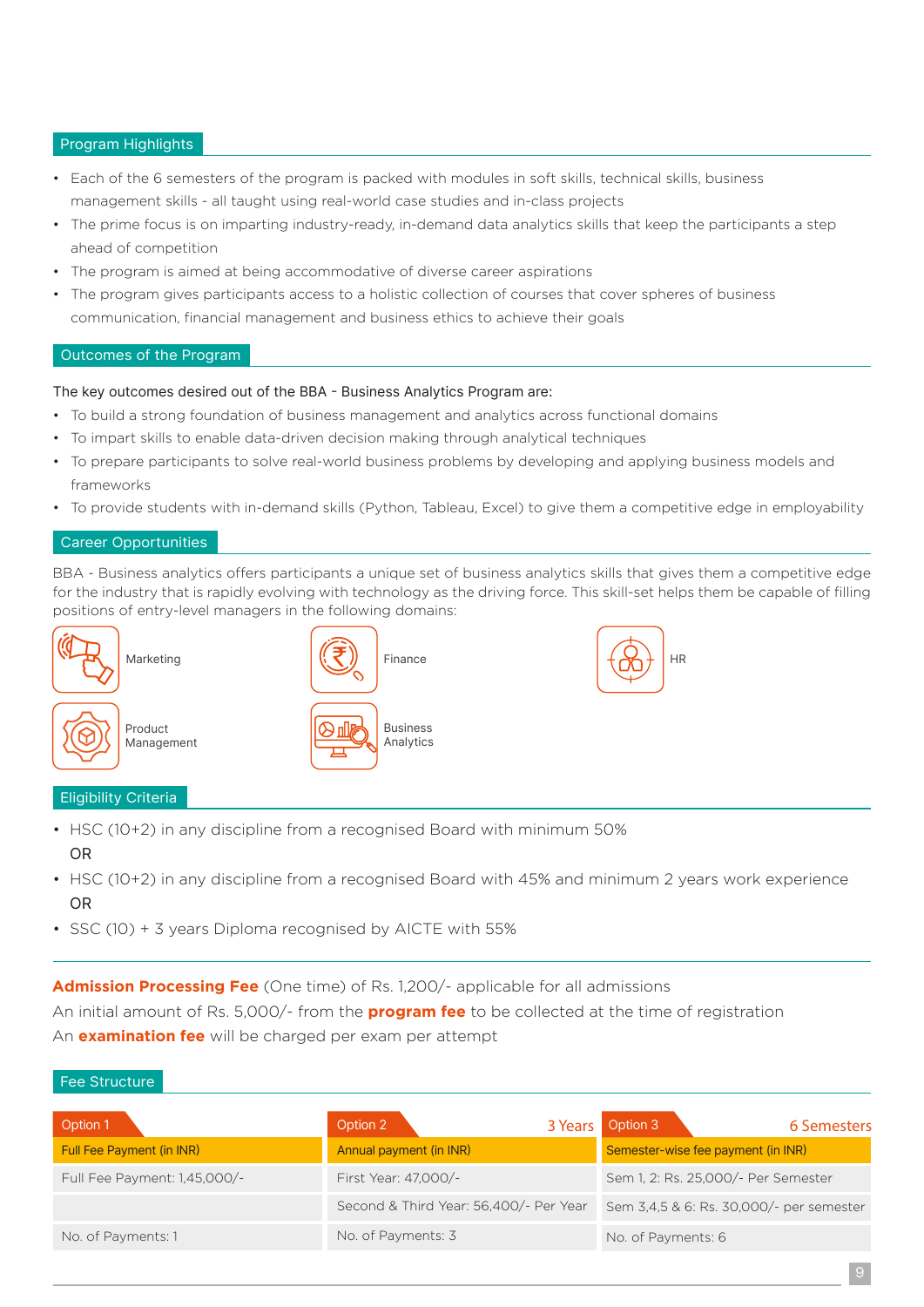## Program Highlights

- Each of the 6 semesters of the program is packed with modules in soft skills, technical skills, business management skills - all taught using real-world case studies and in-class projects
- The prime focus is on imparting industry-ready, in-demand data analytics skills that keep the participants a step ahead of competition
- The program is aimed at being accommodative of diverse career aspirations
- The program gives participants access to a holistic collection of courses that cover spheres of business communication, financial management and business ethics to achieve their goals

## Outcomes of the Program

The key outcomes desired out of the BBA - Business Analytics Program are:

- To build a strong foundation of business management and analytics across functional domains
- To impart skills to enable data-driven decision making through analytical techniques
- To prepare participants to solve real-world business problems by developing and applying business models and frameworks
- To provide students with in-demand skills (Python, Tableau, Excel) to give them a competitive edge in employability

## Career Opportunities

BBA - Business analytics offers participants a unique set of business analytics skills that gives them a competitive edge for the industry that is rapidly evolving with technology as the driving force. This skill-set helps them be capable of filling positions of entry-level managers in the following domains:

- Marketing
- Finance
- HR
- Product Management
- Business Analytics

## Eligibility Criteria

- HSC (10+2) in any discipline from a recognised Board with minimum 50%

  OR
- HSC (10+2) in any discipline from a recognised Board with 45% and minimum 2 years work experience

  OR
- SSC (10) + 3 years Diploma recognised by AICTE with 55%

**Admission Processing Fee** (One time) of Rs. 1,200/- applicable for all admissions

An initial amount of Rs. 5,000/- from the **program fee** to be collected at the time of registration

An **examination fee** will be charged per exam per attempt

## Fee Structure

| Option 1 | Option 2 — 3 Years | Option 3 — 6 Semesters |
|---|---|---|
| Full Fee Payment (in INR) | Annual payment (in INR) | Semester-wise fee payment (in INR) |
| Full Fee Payment: 1,45,000/- | First Year: 47,000/- | Sem 1, 2: Rs. 25,000/- Per Semester |
| | Second & Third Year: 56,400/- Per Year | Sem 3,4,5 & 6: Rs. 30,000/- per semester |
| No. of Payments: 1 | No. of Payments: 3 | No. of Payments: 6 |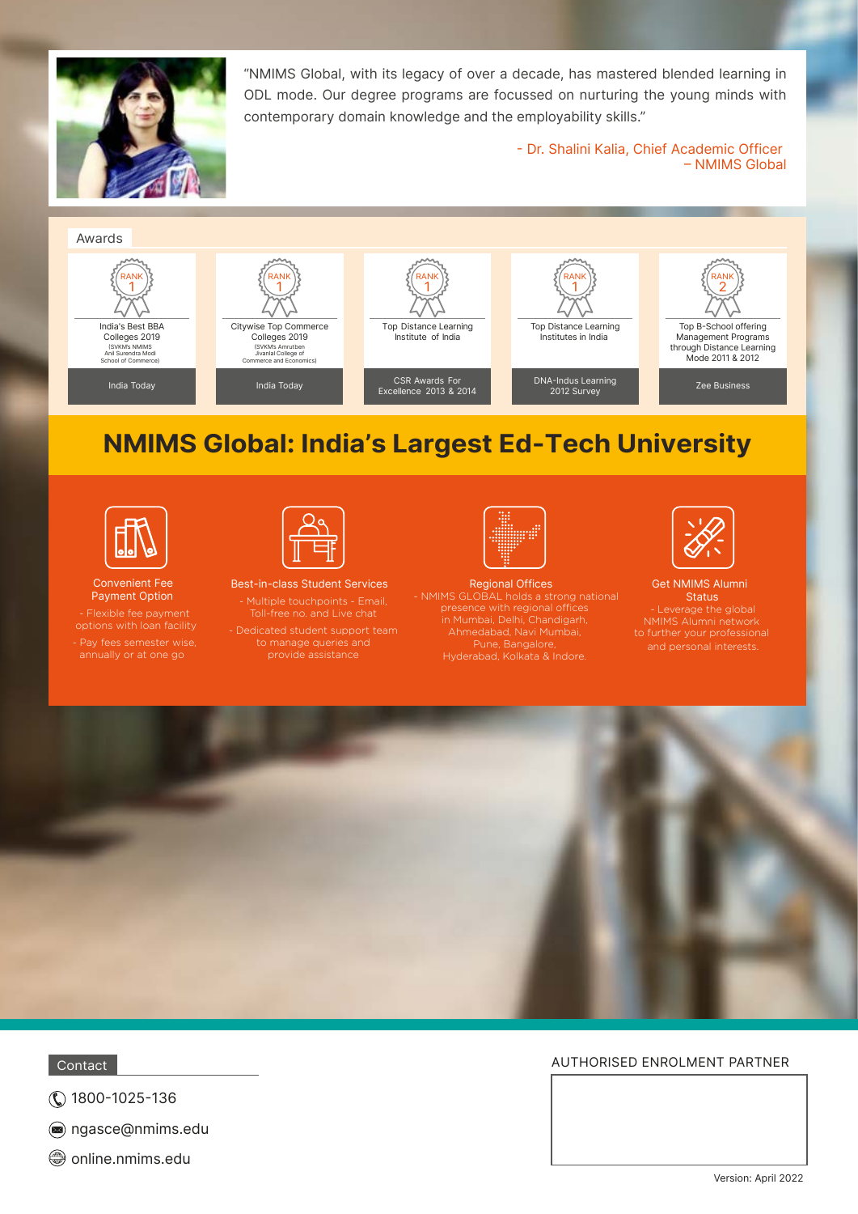"NMIMS Global, with its legacy of over a decade, has mastered blended learning in ODL mode. Our degree programs are focussed on nurturing the young minds with contemporary domain knowledge and the employability skills."

- Dr. Shalini Kalia, Chief Academic Officer – NMIMS Global

## Awards

| | | | | |
|---|---|---|---|---|
| RANK 1 | RANK 1 | RANK 1 | RANK 1 | RANK 2 |
| India's Best BBA Colleges 2019 (SVKM's NMIMS Anil Surendra Modi School of Commerce) | Citywise Top Commerce Colleges 2019 (SVKM's Amrutben Jivanlal College of Commerce and Economics) | Top Distance Learning Institute of India | Top Distance Learning Institutes in India | Top B-School offering Management Programs through Distance Learning Mode 2011 & 2012 |
| India Today | India Today | CSR Awards For Excellence 2013 & 2014 | DNA-Indus Learning 2012 Survey | Zee Business |

# NMIMS Global: India's Largest Ed-Tech University

**Convenient Fee Payment Option**

- Flexible fee payment options with loan facility
- Pay fees semester wise, annually or at one go

**Best-in-class Student Services**

- Multiple touchpoints - Email, Toll-free no. and Live chat
- Dedicated student support team to manage queries and provide assistance

**Regional Offices**

- NMIMS GLOBAL holds a strong national presence with regional offices in Mumbai, Delhi, Chandigarh, Ahmedabad, Navi Mumbai, Pune, Bangalore, Hyderabad, Kolkata & Indore.

**Get NMIMS Alumni Status**

- Leverage the global NMIMS Alumni network to further your professional and personal interests.

## Contact

1800-1025-136

ngasce@nmims.edu

online.nmims.edu

AUTHORISED ENROLMENT PARTNER

Version: April 2022